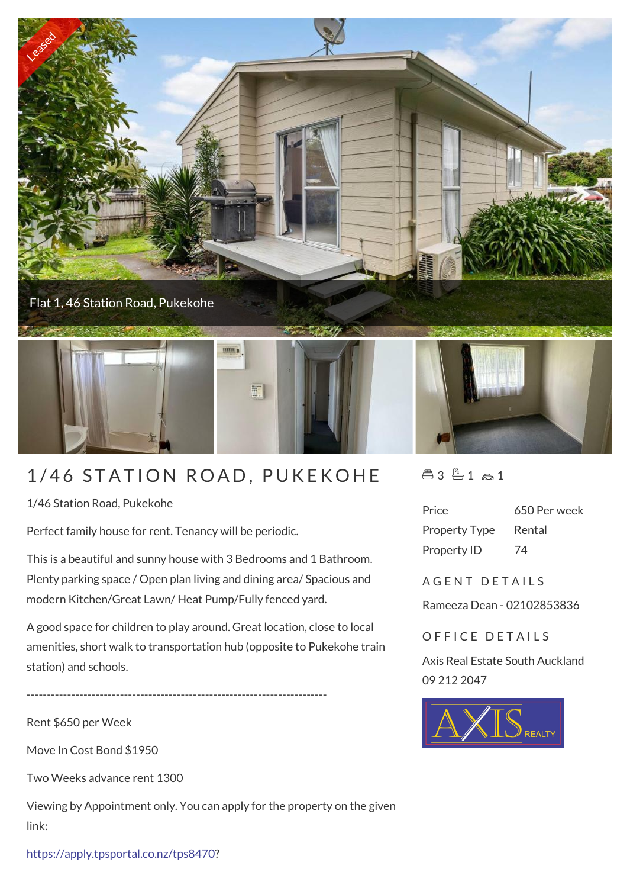Leased

Flat 1, 46 Station Road, Pukekohe

# 1/46 STATION ROAD, PUKEKOHE

3 1 1

1/46 Station Road, Pukekohe

Perfect family house for rent. Tenancy will be periodic.

This is a beautiful and sunny house with 3 Bedrooms and 1 Bathroom. Plenty parking space / Open plan living and dining area/ Spacious and modern Kitchen/Great Lawn/ Heat Pump/Fully fenced yard.

A good space for children to play around. Great location, close to local amenities, short walk to transportation hub (opposite to Pukekohe train station) and schools.

--------------------------------------------------------------------------

Rent $650 per Week

Move In Cost Bond $1950

Two Weeks advance rent 1300

Viewing by Appointment only. You can apply for the property on the given link:

https://apply.tpsportal.co.nz/tps8470?

| | |
|---|---|
| Price | 650 Per week |
| Property Type | Rental |
| Property ID | 74 |

## AGENT DETAILS

Rameeza Dean - 02102853836

## OFFICE DETAILS

Axis Real Estate South Auckland
09 212 2047

AXIS REALTY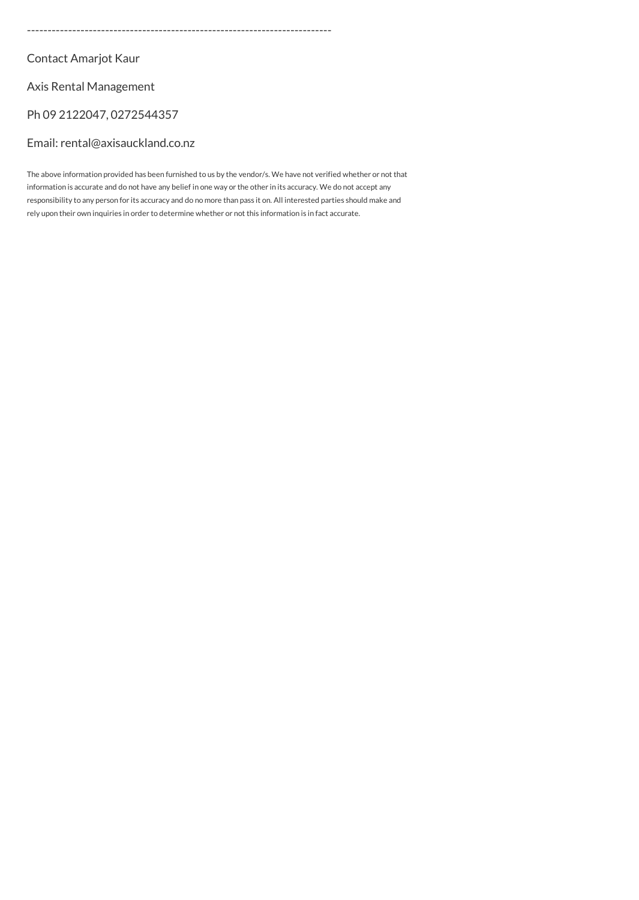--------------------------------------------------------------------------

Contact Amarjot Kaur

Axis Rental Management

Ph 09 2122047, 0272544357

Email: rental@axisauckland.co.nz

The above information provided has been furnished to us by the vendor/s. We have not verified whether or not that information is accurate and do not have any belief in one way or the other in its accuracy. We do not accept any responsibility to any person for its accuracy and do no more than pass it on. All interested parties should make and rely upon their own inquiries in order to determine whether or not this information is in fact accurate.